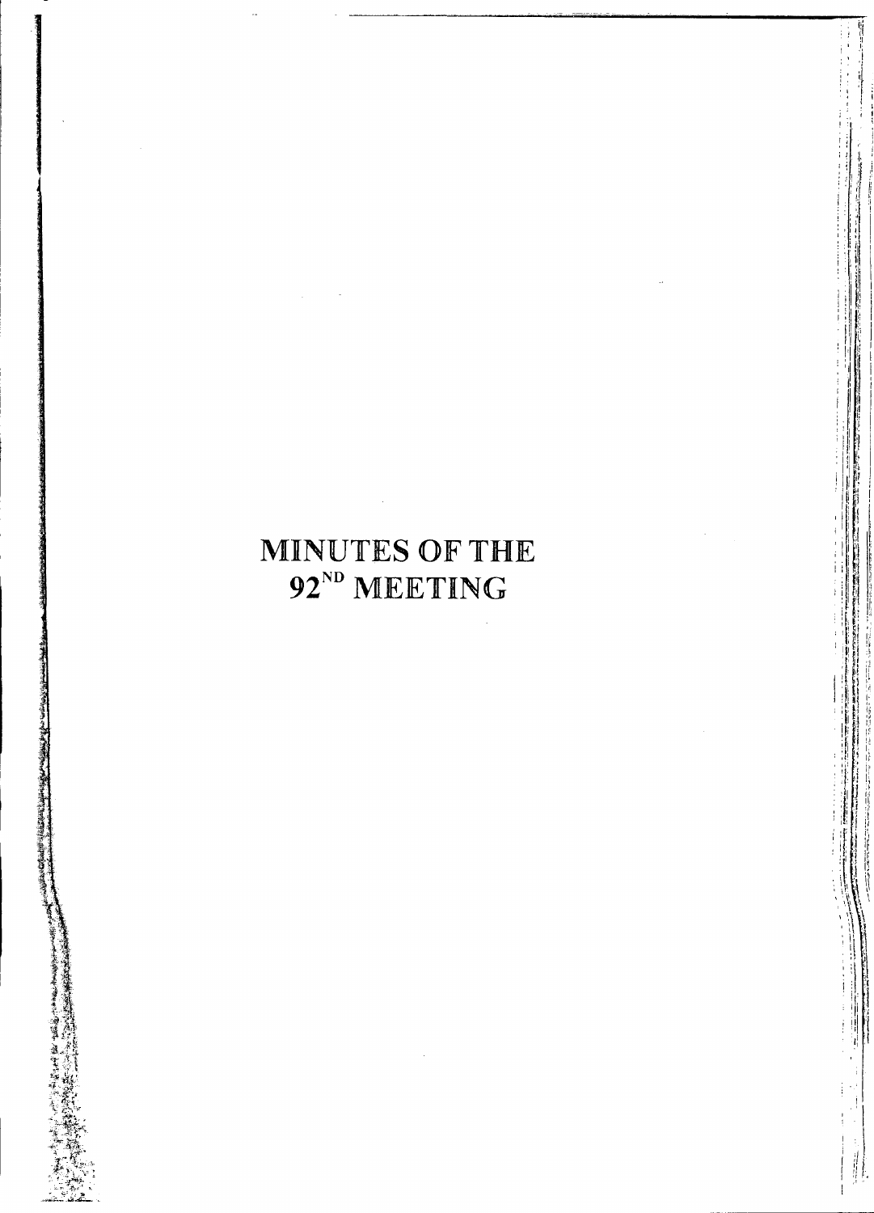# MINUTES OF THE 92ND MEETING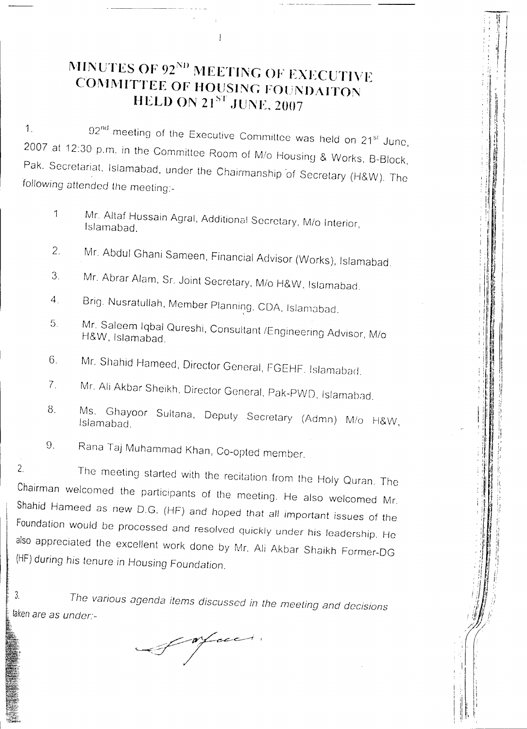# MINUTES OF 92ND MEETING OF EXECUTIVE COMMITTEE OF HOUSING FOUNDAITON HELD ON 21ST JUNE, 2007

1. 92nd meeting of the Executive Committee was held on 21st June, 2007 at 12:30 p.m. in the Committee Room of M/o Housing & Works, B-Block, Pak. Secretariat, Islamabad, under the Chairmanship of Secretary (H&W). The following attended the meeting:-

1. Mr. Altaf Hussain Agral, Additional Secretary, M/o Interior, Islamabad.
2. Mr. Abdul Ghani Sameen, Financial Advisor (Works), Islamabad.
3. Mr. Abrar Alam, Sr. Joint Secretary, M/o H&W, Islamabad.
4. Brig. Nusratullah, Member Planning, CDA, Islamabad.
5. Mr. Saleem Iqbal Qureshi, Consultant /Engineering Advisor, M/o H&W, Islamabad.
6. Mr. Shahid Hameed, Director General, FGEHF, Islamabad.
7. Mr. Ali Akbar Sheikh, Director General, Pak-PWD, Islamabad.
8. Ms. Ghayoor Sultana, Deputy Secretary (Admn) M/o H&W, Islamabad.
9. Rana Taj Muhammad Khan, Co-opted member.

2. The meeting started with the recitation from the Holy Quran. The Chairman welcomed the participants of the meeting. He also welcomed Mr. Shahid Hameed as new D.G. (HF) and hoped that all important issues of the Foundation would be processed and resolved quickly under his leadership. He also appreciated the excellent work done by Mr. Ali Akbar Shaikh Former-DG (HF) during his tenure in Housing Foundation.

3. *The various agenda items discussed in the meeting and decisions taken are as under:-*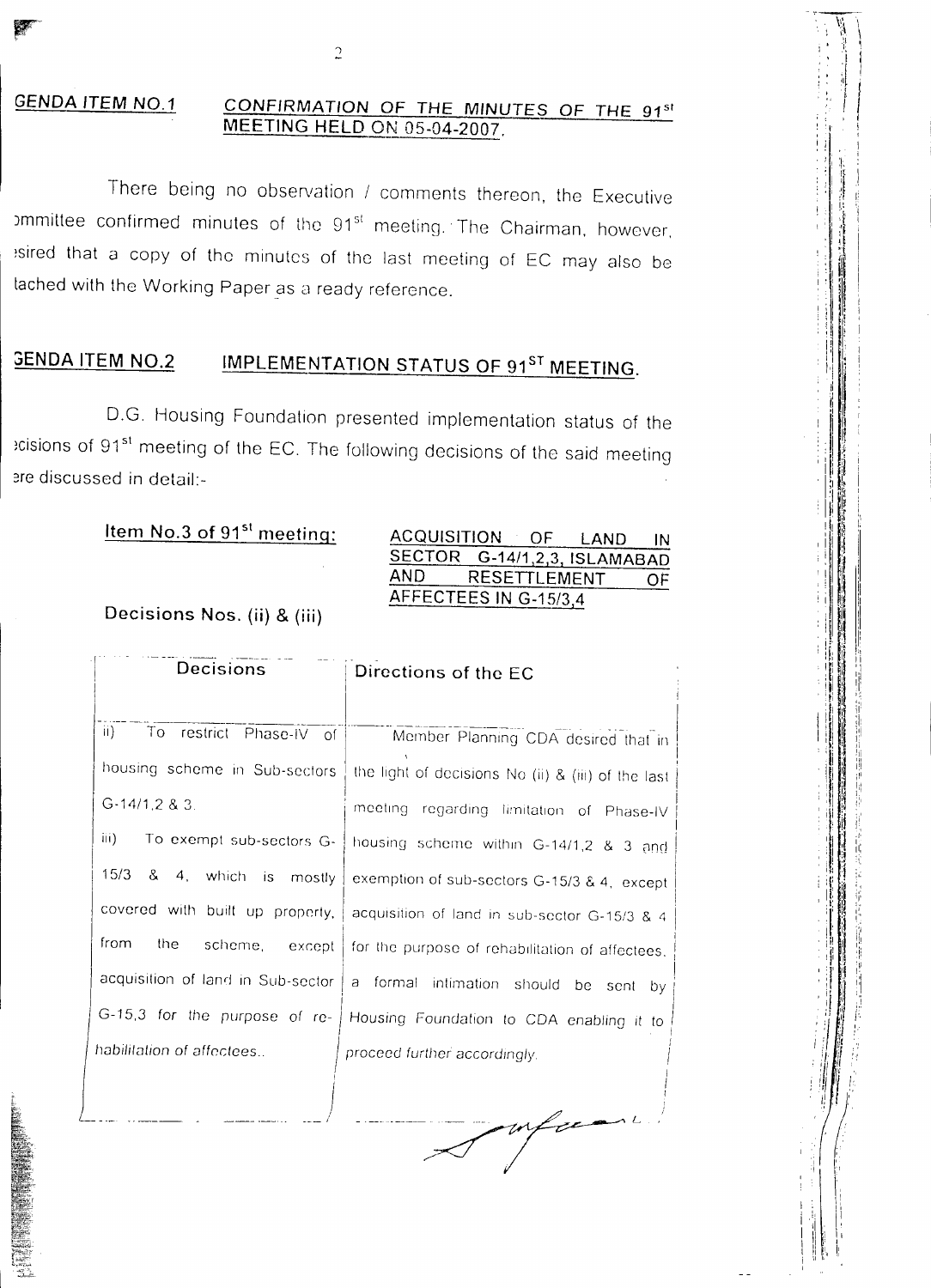## GENDA ITEM NO.1 CONFIRMATION OF THE MINUTES OF THE 91st MEETING HELD ON 05-04-2007.

There being no observation / comments thereon, the Executive ommittee confirmed minutes of the 91st meeting. The Chairman, however, esired that a copy of the minutes of the last meeting of EC may also be tached with the Working Paper as a ready reference.

## GENDA ITEM NO.2 IMPLEMENTATION STATUS OF 91ST MEETING.

D.G. Housing Foundation presented implementation status of the ecisions of 91st meeting of the EC. The following decisions of the said meeting ere discussed in detail:-

**Item No.3 of 91st meeting:** ACQUISITION OF LAND IN SECTOR G-14/1,2,3, ISLAMABAD AND RESETTLEMENT OF AFFECTEES IN G-15/3,4

**Decisions Nos. (ii) & (iii)**

| Decisions | Directions of the EC |
|---|---|
| ii) To restrict Phase-IV of housing scheme in Sub-sectors G-14/1,2 & 3. iii) To exempt sub-sectors G-15/3 & 4, which is mostly covered with built up property, from the scheme, except acquisition of land in Sub-sector G-15,3 for the purpose of re-habilitation of affectees.. | Member Planning CDA desired that in the light of decisions No (ii) & (iii) of the last meeting regarding limitation of Phase-IV housing scheme within G-14/1,2 & 3 and exemption of sub-sectors G-15/3 & 4, except acquisition of land in sub-sector G-15/3 & 4 for the purpose of rehabilitation of affectees, a formal intimation should be sent by Housing Foundation to CDA enabling it to proceed further accordingly. |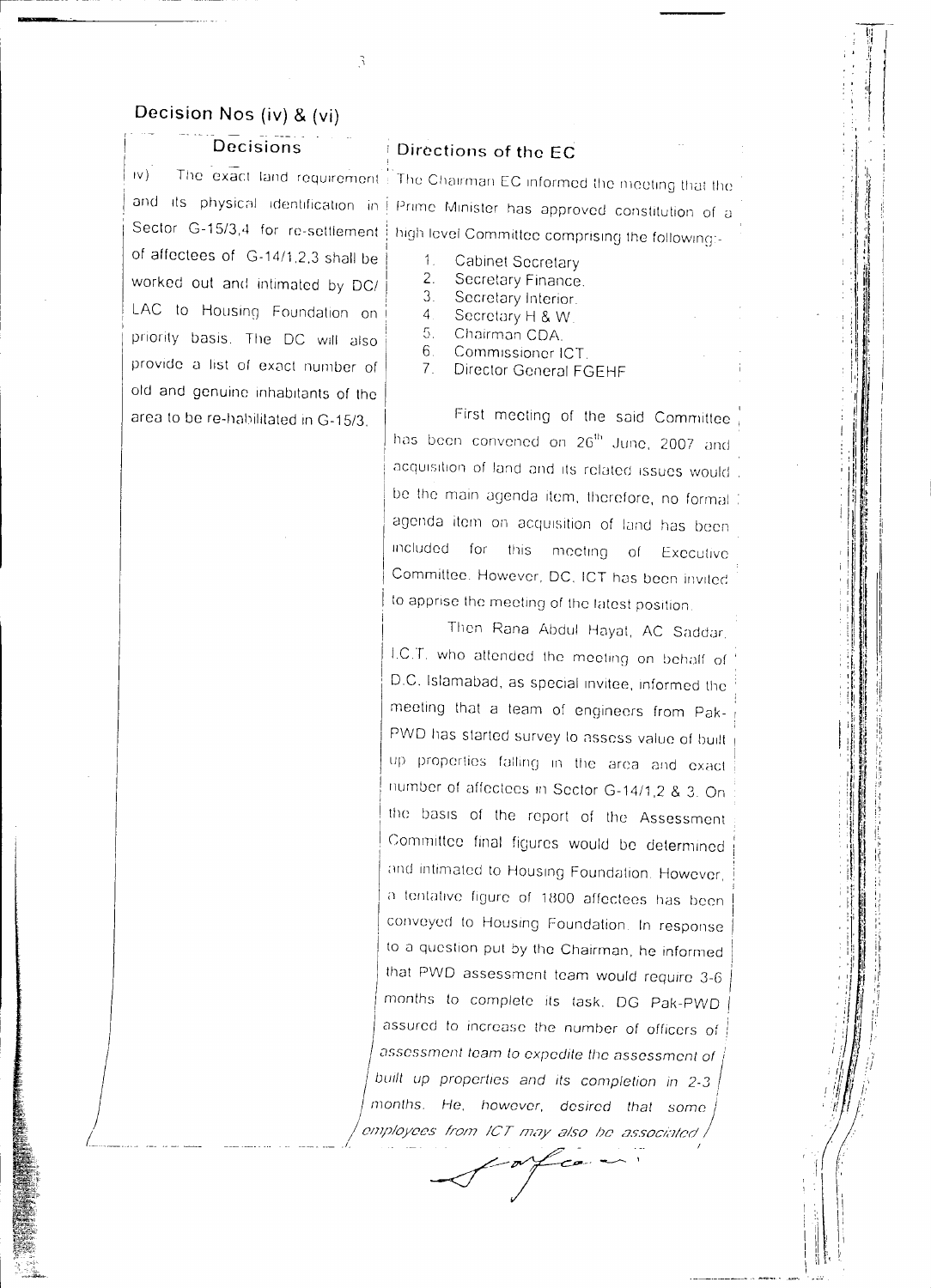## Decision Nos (iv) & (vi)

| Decisions | Directions of the EC |
|---|---|
| iv) The exact land requirement and its physical identification in Sector G-15/3,4 for re-settlement of affectees of G-14/1,2,3 shall be worked out and intimated by DC/LAC to Housing Foundation on priority basis. The DC will also provide a list of exact number of old and genuine inhabitants of the area to be re-habilitated in G-15/3. | The Chairman EC informed the meeting that the Prime Minister has approved constitution of a high level Committee comprising the following:-<br><br>1. Cabinet Secretary<br>2. Secretary Finance.<br>3. Secretary Interior.<br>4. Secretary H & W.<br>5. Chairman CDA.<br>6. Commissioner ICT.<br>7. Director General FGEHF<br><br>First meeting of the said Committee has been convened on 26th June, 2007 and acquisition of land and its related issues would be the main agenda item, therefore, no formal agenda item on acquisition of land has been included for this meeting of Executive Committee. However, DC, ICT has been invited to apprise the meeting of the latest position.<br><br>Then Rana Abdul Hayat, AC Saddar, I.C.T. who attended the meeting on behalf of D.C. Islamabad, as special invitee, informed the meeting that a team of engineers from Pak-PWD has started survey to assess value of built up properties falling in the area and exact number of affectees in Sector G-14/1,2 & 3. On the basis of the report of the Assessment Committee final figures would be determined and intimated to Housing Foundation. However, a tentative figure of 1800 affectees has been conveyed to Housing Foundation. In response to a question put by the Chairman, he informed that PWD assessment team would require 3-6 months to complete its task. DG Pak-PWD assured to increase the number of officers of assessment team to expedite the assessment of built up properties and its completion in 2-3 months. He, however, desired that some employees from ICT may also be associated |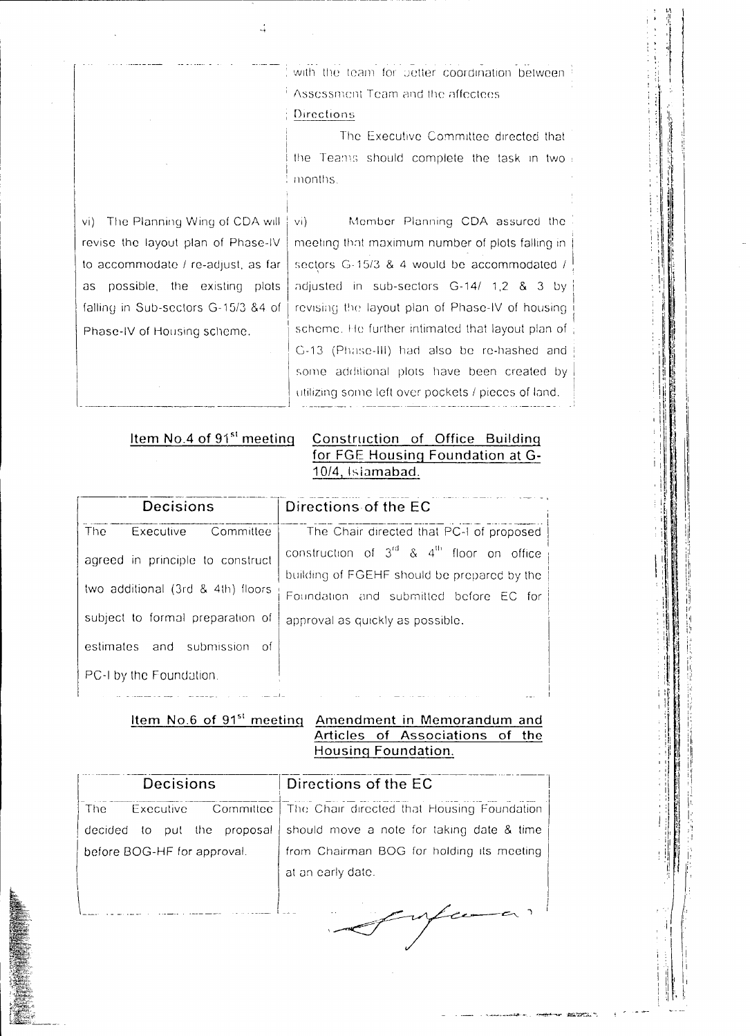| | |
|---|---|
| | with the team for better coordination between Assessment Team and the affectees<br>Directions<br>The Executive Committee directed that the Teams should complete the task in two months. |
| vi) The Planning Wing of CDA will revise the layout plan of Phase-IV to accommodate / re-adjust, as far as possible, the existing plots falling in Sub-sectors G-15/3 &4 of Phase-IV of Housing scheme. | vi) Member Planning CDA assured the meeting that maximum number of plots falling in sectors G-15/3 & 4 would be accommodated / adjusted in sub-sectors G-14/ 1,2 & 3 by revising the layout plan of Phase-IV of housing scheme. He further intimated that layout plan of G-13 (Phase-III) had also be re-hashed and some additional plots have been created by utilizing some left over pockets / pieces of land. |

**Item No.4 of 91st meeting** **Construction of Office Building for FGE Housing Foundation at G-10/4, Islamabad.**

| Decisions | Directions of the EC |
|---|---|
| The Executive Committee agreed in principle to construct two additional (3rd & 4th) floors subject to formal preparation of estimates and submission of PC-I by the Foundation. | The Chair directed that PC-I of proposed construction of 3rd & 4th floor on office building of FGEHF should be prepared by the Foundation and submitted before EC for approval as quickly as possible. |

**Item No.6 of 91st meeting** **Amendment in Memorandum and Articles of Associations of the Housing Foundation.**

| Decisions | Directions of the EC |
|---|---|
| The Executive Committee decided to put the proposal before BOG-HF for approval. | The Chair directed that Housing Foundation should move a note for taking date & time from Chairman BOG for holding its meeting at an early date. |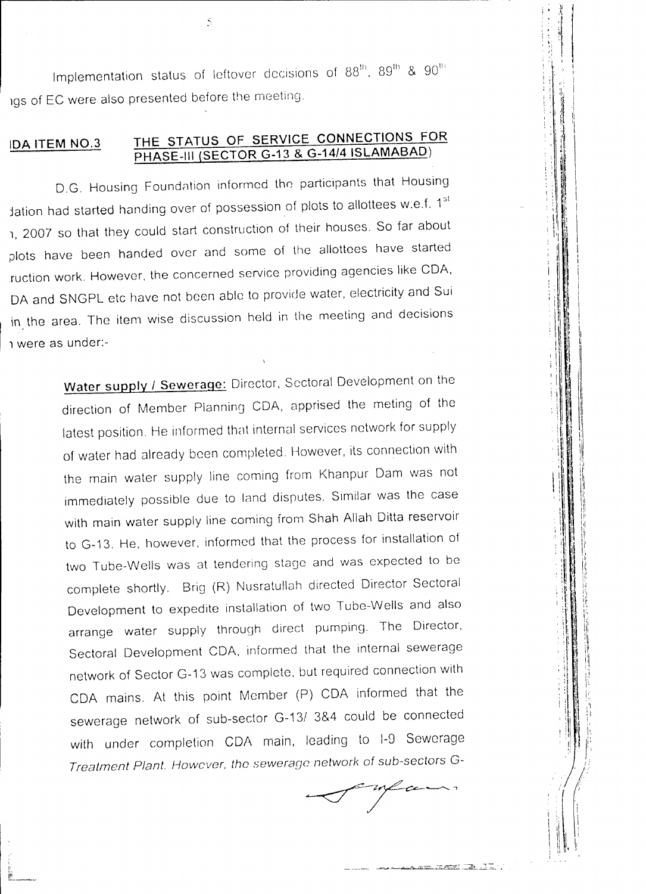Implementation status of leftover decisions of 88[th], 89[th] & 90[th] ıgs of EC were also presented before the meeting.

## IDA ITEM NO.3 THE STATUS OF SERVICE CONNECTIONS FOR PHASE-III (SECTOR G-13 & G-14/4 ISLAMABAD)

D.G. Housing Foundation informed the participants that Housing dation had started handing over of possession of plots to allottees w.e.f. 1[st] ı, 2007 so that they could start construction of their houses. So far about plots have been handed over and some of the allottees have started ruction work. However, the concerned service providing agencies like CDA, DA and SNGPL etc have not been able to provide water, electricity and Sui in the area. The item wise discussion held in the meeting and decisions ı were as under:-

**Water supply / Sewerage:** Director, Sectoral Development on the direction of Member Planning CDA, apprised the meting of the latest position. He informed that internal services network for supply of water had already been completed. However, its connection with the main water supply line coming from Khanpur Dam was not immediately possible due to land disputes. Similar was the case with main water supply line coming from Shah Allah Ditta reservoir to G-13. He, however, informed that the process for installation of two Tube-Wells was at tendering stage and was expected to be complete shortly. Brig (R) Nusratullah directed Director Sectoral Development to expedite installation of two Tube-Wells and also arrange water supply through direct pumping. The Director, Sectoral Development CDA, informed that the internal sewerage network of Sector G-13 was complete, but required connection with CDA mains. At this point Member (P) CDA informed that the sewerage network of sub-sector G-13/ 3&4 could be connected with under completion CDA main, leading to I-9 Sewerage Treatment Plant. However, the sewerage network of sub-sectors G-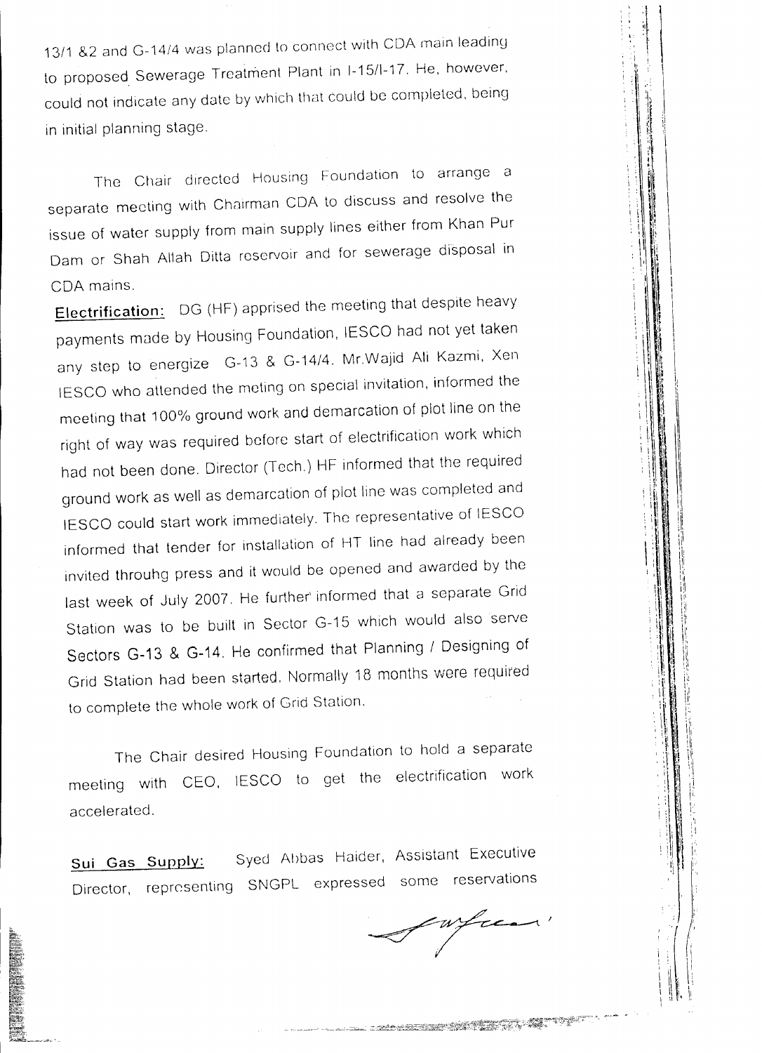13/1 &2 and G-14/4 was planned to connect with CDA main leading to proposed Sewerage Treatment Plant in I-15/I-17. He, however, could not indicate any date by which that could be completed, being in initial planning stage.

The Chair directed Housing Foundation to arrange a separate meeting with Chairman CDA to discuss and resolve the issue of water supply from main supply lines either from Khan Pur Dam or Shah Allah Ditta reservoir and for sewerage disposal in CDA mains.

**Electrification:** DG (HF) apprised the meeting that despite heavy payments made by Housing Foundation, IESCO had not yet taken any step to energize G-13 & G-14/4. Mr.Wajid Ali Kazmi, Xen IESCO who attended the meting on special invitation, informed the meeting that 100% ground work and demarcation of plot line on the right of way was required before start of electrification work which had not been done. Director (Tech.) HF informed that the required ground work as well as demarcation of plot line was completed and IESCO could start work immediately. The representative of IESCO informed that tender for installation of HT line had already been invited throuhg press and it would be opened and awarded by the last week of July 2007. He further informed that a separate Grid Station was to be built in Sector G-15 which would also serve Sectors G-13 & G-14. He confirmed that Planning / Designing of Grid Station had been started. Normally 18 months were required to complete the whole work of Grid Station.

The Chair desired Housing Foundation to hold a separate meeting with CEO, IESCO to get the electrification work accelerated.

**Sui Gas Supply:** Syed Abbas Haider, Assistant Executive Director, representing SNGPL expressed some reservations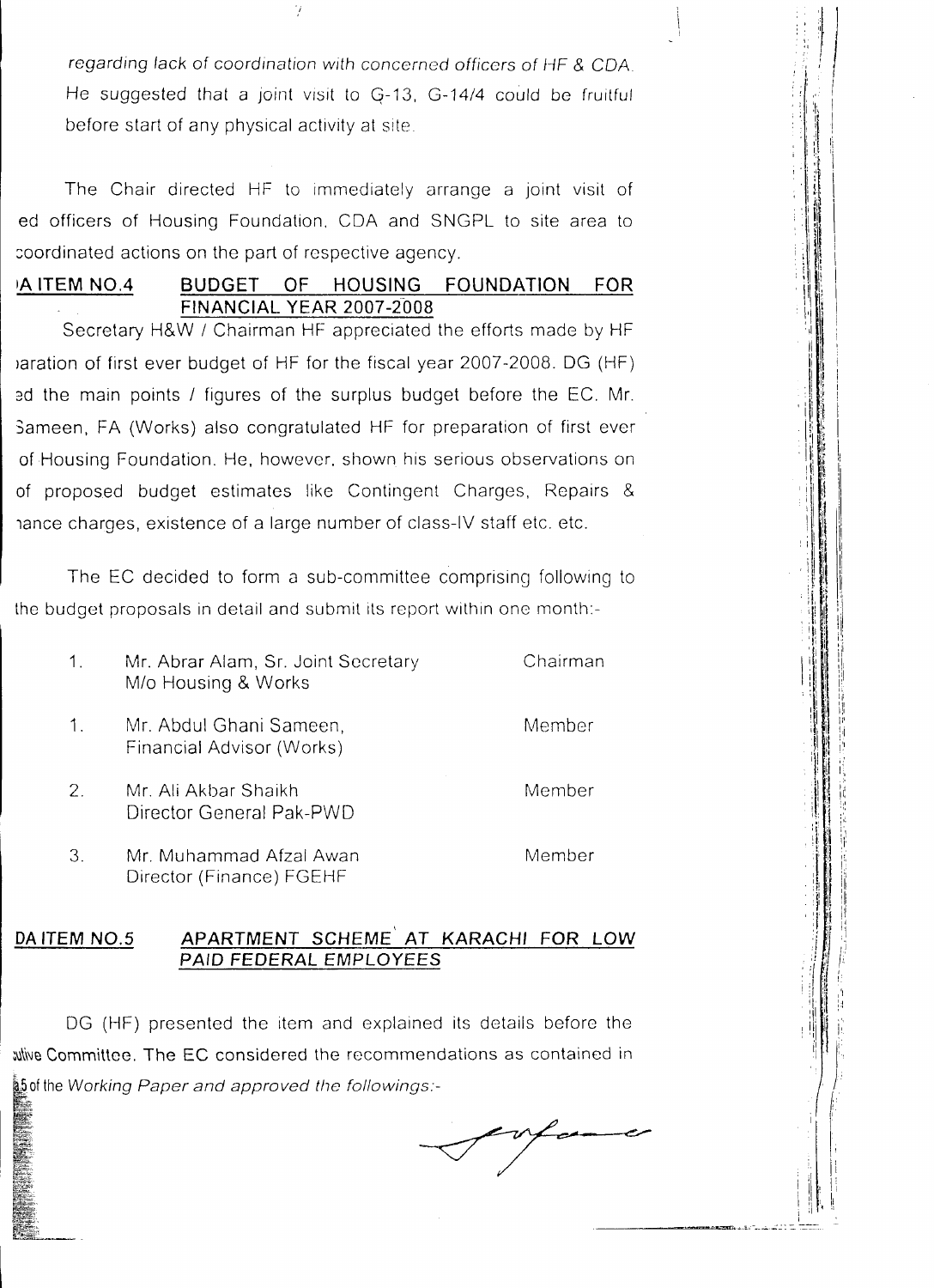regarding lack of coordination with concerned officers of HF & CDA. He suggested that a joint visit to G-13, G-14/4 could be fruitful before start of any physical activity at site.

The Chair directed HF to immediately arrange a joint visit of ed officers of Housing Foundation, CDA and SNGPL to site area to coordinated actions on the part of respective agency.

### 'A ITEM NO.4 BUDGET OF HOUSING FOUNDATION FOR FINANCIAL YEAR 2007-2008

Secretary H&W / Chairman HF appreciated the efforts made by HF )aration of first ever budget of HF for the fiscal year 2007-2008. DG (HF) ed the main points / figures of the surplus budget before the EC. Mr. Sameen, FA (Works) also congratulated HF for preparation of first ever of Housing Foundation. He, however, shown his serious observations on of proposed budget estimates like Contingent Charges, Repairs & nance charges, existence of a large number of class-IV staff etc. etc.

The EC decided to form a sub-committee comprising following to the budget proposals in detail and submit its report within one month:-

| | | |
|---|---|---|
| 1. | Mr. Abrar Alam, Sr. Joint Secretary M/o Housing & Works | Chairman |
| 1. | Mr. Abdul Ghani Sameen, Financial Advisor (Works) | Member |
| 2. | Mr. Ali Akbar Shaikh Director General Pak-PWD | Member |
| 3. | Mr. Muhammad Afzal Awan Director (Finance) FGEHF | Member |

### DA ITEM NO.5 APARTMENT SCHEME AT KARACHI FOR LOW PAID FEDERAL EMPLOYEES

DG (HF) presented the item and explained its details before the utive Committee. The EC considered the recommendations as contained in a.5 of the *Working Paper and approved the followings:-*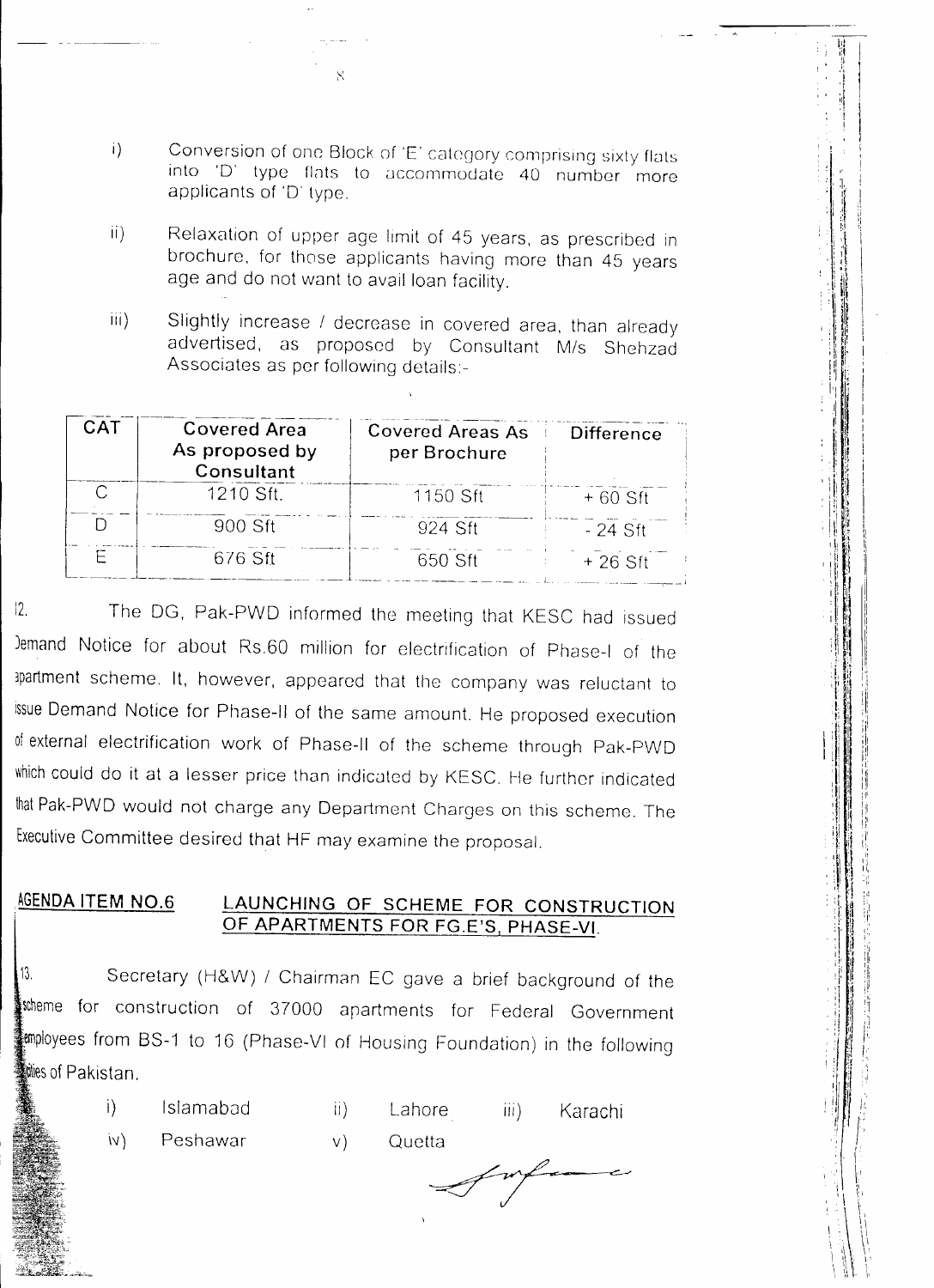i) Conversion of one Block of 'E' category comprising sixty flats into 'D' type flats to accommodate 40 number more applicants of 'D' type.

ii) Relaxation of upper age limit of 45 years, as prescribed in brochure, for those applicants having more than 45 years age and do not want to avail loan facility.

iii) Slightly increase / decrease in covered area, than already advertised, as proposed by Consultant M/s Shehzad Associates as per following details:-

| CAT | Covered Area As proposed by Consultant | Covered Areas As per Brochure | Difference |
|---|---|---|---|
| C | 1210 Sft. | 1150 Sft | + 60 Sft |
| D | 900 Sft | 924 Sft | - 24 Sft |
| E | 676 Sft | 650 Sft | + 26 Sft |

12. The DG, Pak-PWD informed the meeting that KESC had issued Demand Notice for about Rs.60 million for electrification of Phase-I of the apartment scheme. It, however, appeared that the company was reluctant to issue Demand Notice for Phase-II of the same amount. He proposed execution of external electrification work of Phase-II of the scheme through Pak-PWD which could do it at a lesser price than indicated by KESC. He further indicated that Pak-PWD would not charge any Department Charges on this scheme. The Executive Committee desired that HF may examine the proposal.

## AGENDA ITEM NO.6 LAUNCHING OF SCHEME FOR CONSTRUCTION OF APARTMENTS FOR FG.E'S, PHASE-VI.

13. Secretary (H&W) / Chairman EC gave a brief background of the scheme for construction of 37000 apartments for Federal Government employees from BS-1 to 16 (Phase-VI of Housing Foundation) in the following cities of Pakistan.

i) Islamabad ii) Lahore iii) Karachi

iv) Peshawar v) Quetta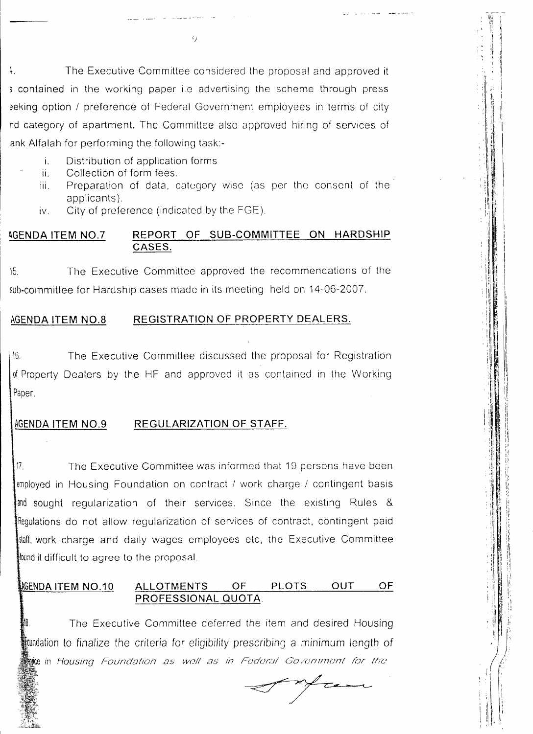14. The Executive Committee considered the proposal and approved it as contained in the working paper i.e advertising the scheme through press seeking option / preference of Federal Government employees in terms of city and category of apartment. The Committee also approved hiring of services of Bank Alfalah for performing the following task:-

   i. Distribution of application forms
   ii. Collection of form fees.
   iii. Preparation of data, category wise (as per the consent of the applicants).
   iv. City of preference (indicated by the FGE).

**AGENDA ITEM NO.7** **REPORT OF SUB-COMMITTEE ON HARDSHIP CASES.**

15. The Executive Committee approved the recommendations of the sub-committee for Hardship cases made in its meeting held on 14-06-2007.

**AGENDA ITEM NO.8** **REGISTRATION OF PROPERTY DEALERS.**

16. The Executive Committee discussed the proposal for Registration of Property Dealers by the HF and approved it as contained in the Working Paper.

**AGENDA ITEM NO.9** **REGULARIZATION OF STAFF.**

17. The Executive Committee was informed that 19 persons have been employed in Housing Foundation on contract / work charge / contingent basis and sought regularization of their services. Since the existing Rules & Regulations do not allow regularization of services of contract, contingent paid staff, work charge and daily wages employees etc, the Executive Committee found it difficult to agree to the proposal.

**AGENDA ITEM NO.10** **ALLOTMENTS OF PLOTS OUT OF PROFESSIONAL QUOTA.**

18. The Executive Committee deferred the item and desired Housing Foundation to finalize the criteria for eligibility prescribing a minimum length of service in *Housing Foundation as well as in Federal Government for the*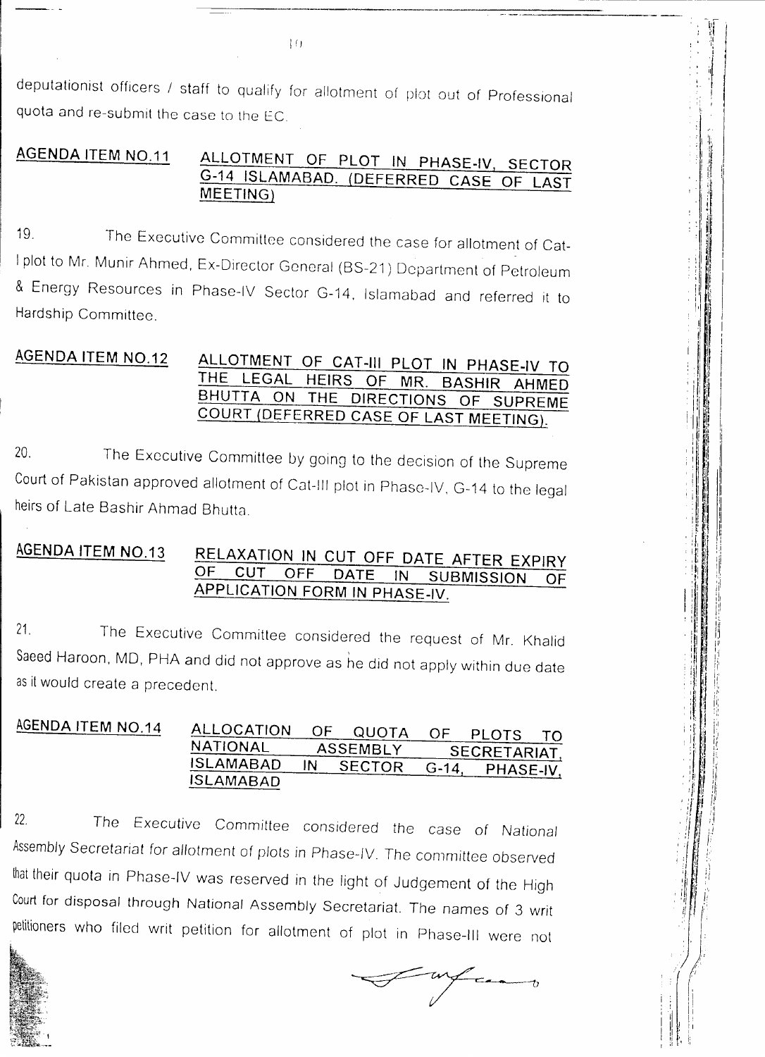deputationist officers / staff to qualify for allotment of plot out of Professional quota and re-submit the case to the EC.

**AGENDA ITEM NO.11** **ALLOTMENT OF PLOT IN PHASE-IV, SECTOR G-14 ISLAMABAD. (DEFERRED CASE OF LAST MEETING)**

19. The Executive Committee considered the case for allotment of Cat-I plot to Mr. Munir Ahmed, Ex-Director General (BS-21) Department of Petroleum & Energy Resources in Phase-IV Sector G-14, Islamabad and referred it to Hardship Committee.

**AGENDA ITEM NO.12** **ALLOTMENT OF CAT-III PLOT IN PHASE-IV TO THE LEGAL HEIRS OF MR. BASHIR AHMED BHUTTA ON THE DIRECTIONS OF SUPREME COURT (DEFERRED CASE OF LAST MEETING).**

20. The Executive Committee by going to the decision of the Supreme Court of Pakistan approved allotment of Cat-III plot in Phase-IV, G-14 to the legal heirs of Late Bashir Ahmad Bhutta.

**AGENDA ITEM NO.13** **RELAXATION IN CUT OFF DATE AFTER EXPIRY OF CUT OFF DATE IN SUBMISSION OF APPLICATION FORM IN PHASE-IV.**

21. The Executive Committee considered the request of Mr. Khalid Saeed Haroon, MD, PHA and did not approve as he did not apply within due date as it would create a precedent.

**AGENDA ITEM NO.14** **ALLOCATION OF QUOTA OF PLOTS TO NATIONAL ASSEMBLY SECRETARIAT, ISLAMABAD IN SECTOR G-14, PHASE-IV, ISLAMABAD**

22. The Executive Committee considered the case of National Assembly Secretariat for allotment of plots in Phase-IV. The committee observed that their quota in Phase-IV was reserved in the light of Judgement of the High Court for disposal through National Assembly Secretariat. The names of 3 writ petitioners who filed writ petition for allotment of plot in Phase-III were not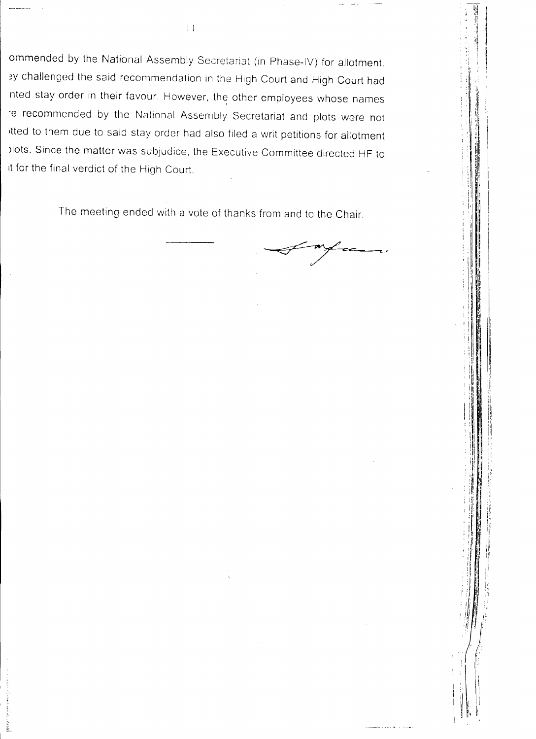ommended by the National Assembly Secretariat (in Phase-IV) for allotment. ey challenged the said recommendation in the High Court and High Court had nted stay order in their favour. However, the other employees whose names re recommended by the National Assembly Secretariat and plots were not itted to them due to said stay order had also filed a writ petitions for allotment plots. Since the matter was subjudice, the Executive Committee directed HF to it for the final verdict of the High Court.

The meeting ended with a vote of thanks from and to the Chair.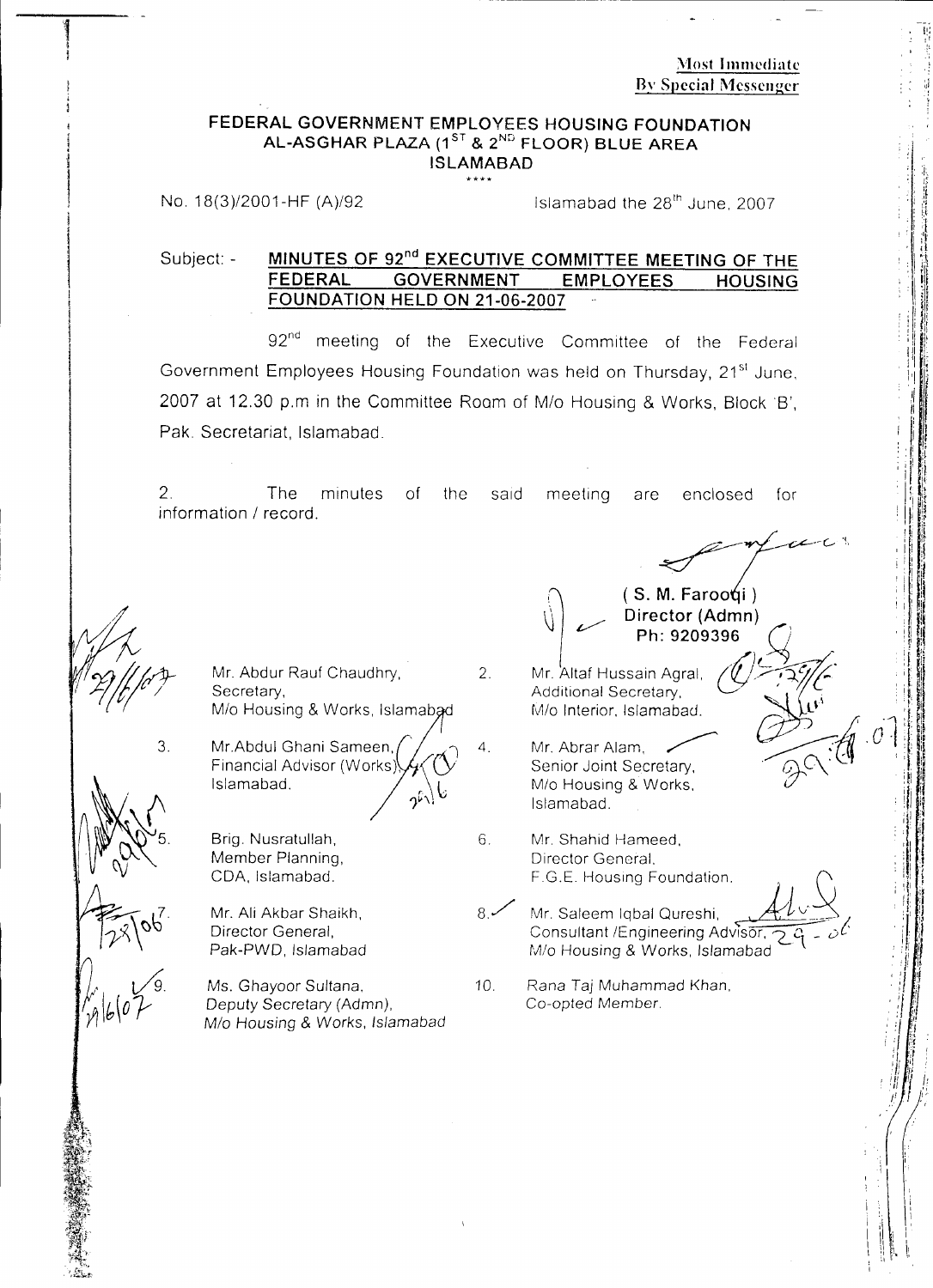**Most Immediate**
**By Special Messenger**

## FEDERAL GOVERNMENT EMPLOYEES HOUSING FOUNDATION
## AL-ASGHAR PLAZA (1ST & 2ND FLOOR) BLUE AREA
## ISLAMABAD

\*\*\*\*

No. 18(3)/2001-HF (A)/92 Islamabad the 28th June, 2007

Subject: - **MINUTES OF 92nd EXECUTIVE COMMITTEE MEETING OF THE FEDERAL GOVERNMENT EMPLOYEES HOUSING FOUNDATION HELD ON 21-06-2007**

92nd meeting of the Executive Committee of the Federal Government Employees Housing Foundation was held on Thursday, 21st June, 2007 at 12.30 p.m in the Committee Room of M/o Housing & Works, Block 'B', Pak. Secretariat, Islamabad.

2. The minutes of the said meeting are enclosed for information / record.

( S. M. Farooqi )
**Director (Admn)**
**Ph: 9209396**

1. Mr. Abdur Rauf Chaudhry, Secretary, M/o Housing & Works, Islamabad
2. Mr. Altaf Hussain Agral, Additional Secretary, M/o Interior, Islamabad.
3. Mr. Abdul Ghani Sameen, Financial Advisor (Works), Islamabad.
4. Mr. Abrar Alam, Senior Joint Secretary, M/o Housing & Works, Islamabad.
5. Brig. Nusratullah, Member Planning, CDA, Islamabad.
6. Mr. Shahid Hameed, Director General, F.G.E. Housing Foundation.
7. Mr. Ali Akbar Shaikh, Director General, Pak-PWD, Islamabad
8. Mr. Saleem Iqbal Qureshi, Consultant /Engineering Advisor, M/o Housing & Works, Islamabad
9. Ms. Ghayoor Sultana, Deputy Secretary (Admn), M/o Housing & Works, Islamabad
10. Rana Taj Muhammad Khan, Co-opted Member.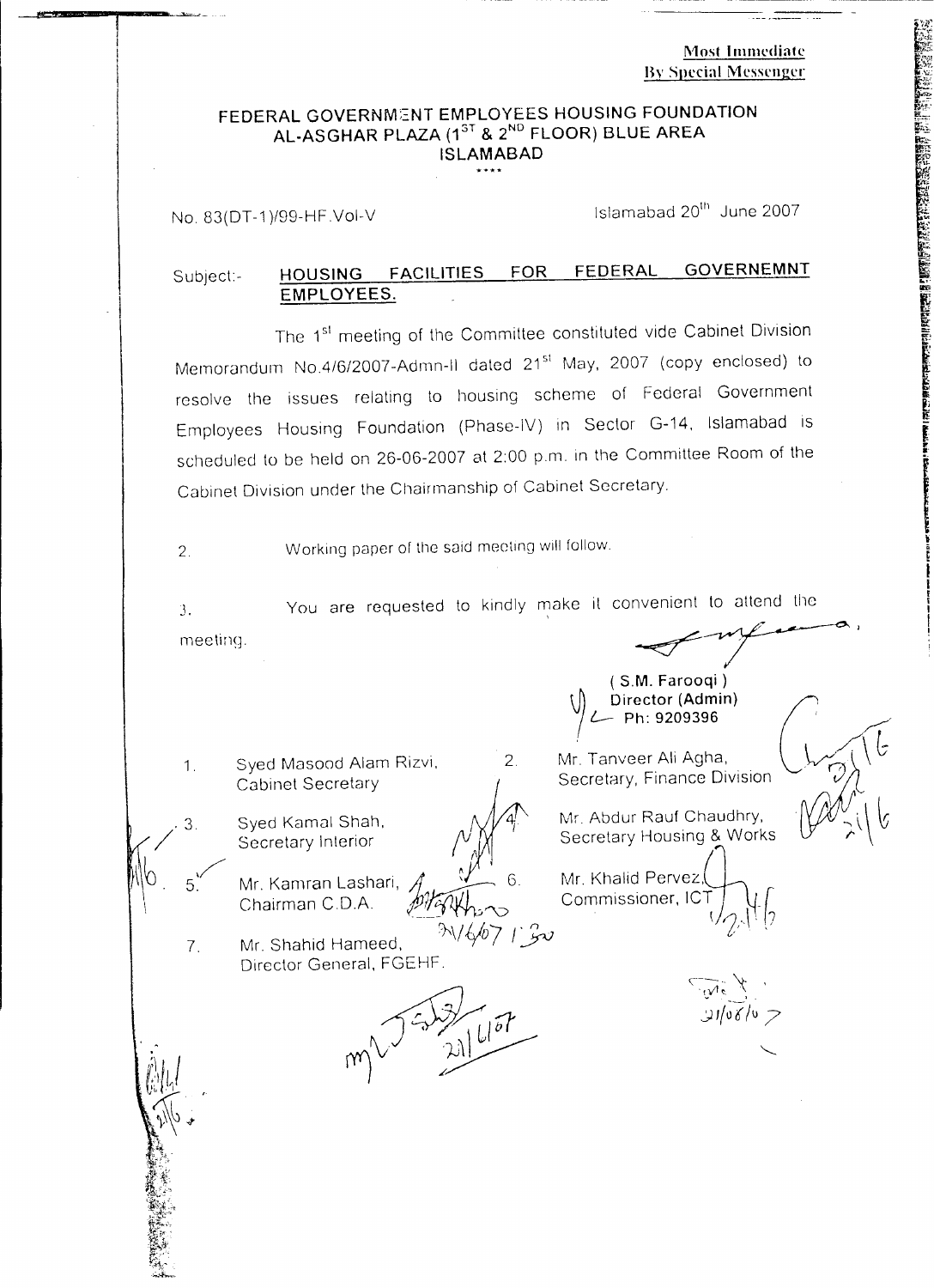**Most Immediate**
**By Special Messenger**

# FEDERAL GOVERNMENT EMPLOYEES HOUSING FOUNDATION
## AL-ASGHAR PLAZA (1[ST] & 2[ND] FLOOR) BLUE AREA
## ISLAMABAD

No. 83(DT-1)/99-HF.Vol-V

Islamabad 20[th] June 2007

Subject:- **HOUSING FACILITIES FOR FEDERAL GOVERNEMNT EMPLOYEES.**

The 1[st] meeting of the Committee constituted vide Cabinet Division Memorandum No.4/6/2007-Admn-II dated 21[st] May, 2007 (copy enclosed) to resolve the issues relating to housing scheme of Federal Government Employees Housing Foundation (Phase-IV) in Sector G-14, Islamabad is scheduled to be held on 26-06-2007 at 2:00 p.m. in the Committee Room of the Cabinet Division under the Chairmanship of Cabinet Secretary.

2. Working paper of the said meeting will follow.

3. You are requested to kindly make it convenient to attend the meeting.

( S.M. Farooqi )
Director (Admin)
Ph: 9209396

1. Syed Masood Alam Rizvi, Cabinet Secretary
2. Mr. Tanveer Ali Agha, Secretary, Finance Division
3. Syed Kamal Shah, Secretary Interior
4. Mr. Abdur Rauf Chaudhry, Secretary Housing & Works
5. Mr. Kamran Lashari, Chairman C.D.A.
6. Mr. Khalid Pervez, Commissioner, ICT
7. Mr. Shahid Hameed, Director General, FGEHF.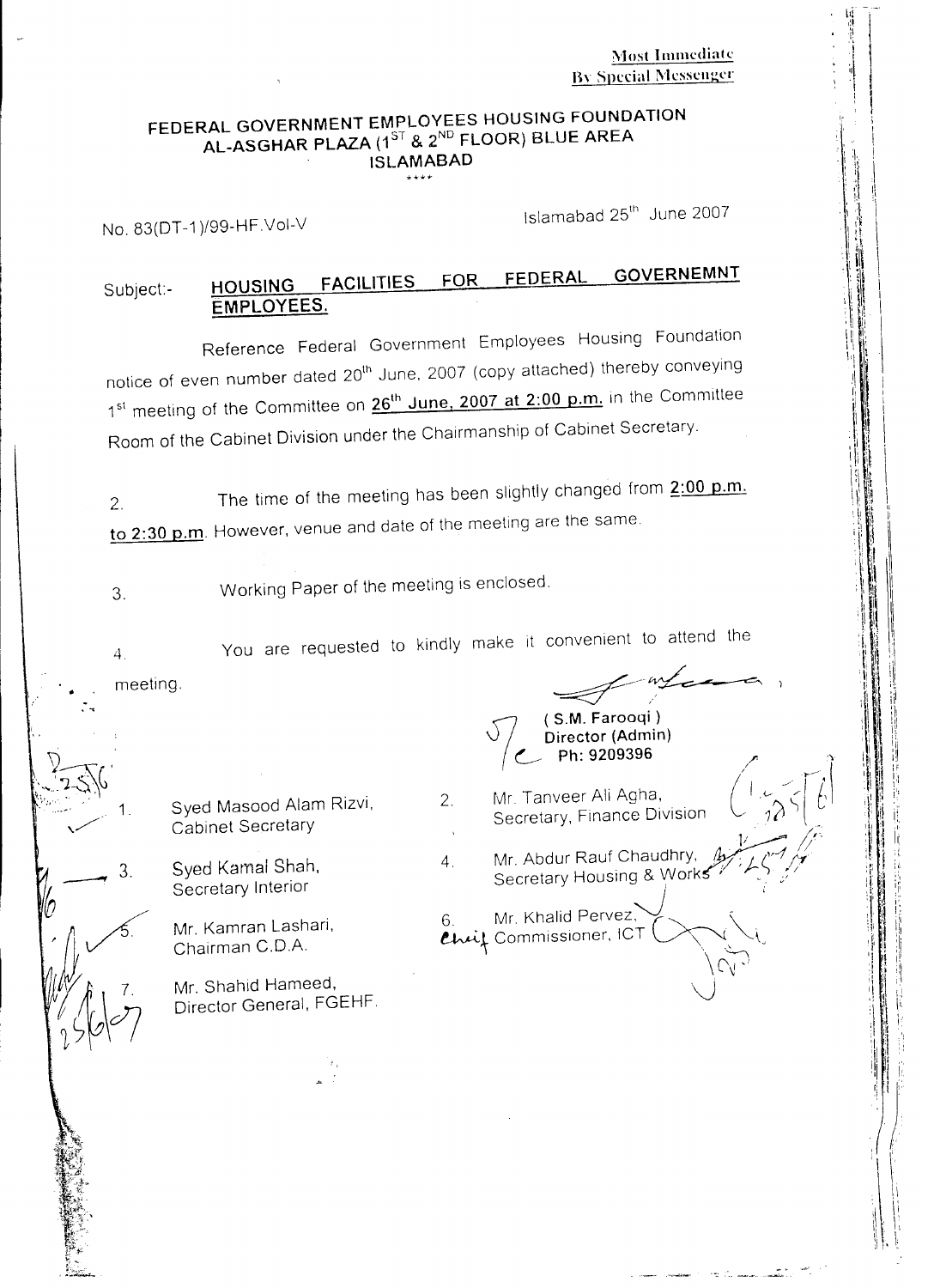**Most Immediate**
**By Special Messenger**

# FEDERAL GOVERNMENT EMPLOYEES HOUSING FOUNDATION
## AL-ASGHAR PLAZA (1ST & 2ND FLOOR) BLUE AREA
## ISLAMABAD

No. 83(DT-1)/99-HF.Vol-V

Islamabad 25th June 2007

Subject:- **HOUSING FACILITIES FOR FEDERAL GOVERNEMNT EMPLOYEES.**

Reference Federal Government Employees Housing Foundation notice of even number dated 20th June, 2007 (copy attached) thereby conveying 1st meeting of the Committee on **26th June, 2007 at 2:00 p.m.** in the Committee Room of the Cabinet Division under the Chairmanship of Cabinet Secretary.

2. The time of the meeting has been slightly changed from **2:00 p.m. to 2:30 p.m.** However, venue and date of the meeting are the same.

3. Working Paper of the meeting is enclosed.

4. You are requested to kindly make it convenient to attend the meeting.

**( S.M. Farooqi )**
**Director (Admin)**
**Ph: 9209396**

1. Syed Masood Alam Rizvi, Cabinet Secretary
2. Mr. Tanveer Ali Agha, Secretary, Finance Division
3. Syed Kamal Shah, Secretary Interior
4. Mr. Abdur Rauf Chaudhry, Secretary Housing & Works
5. Mr. Kamran Lashari, Chairman C.D.A.
6. Mr. Khalid Pervez, Chief Commissioner, ICT
7. Mr. Shahid Hameed, Director General, FGEHF.